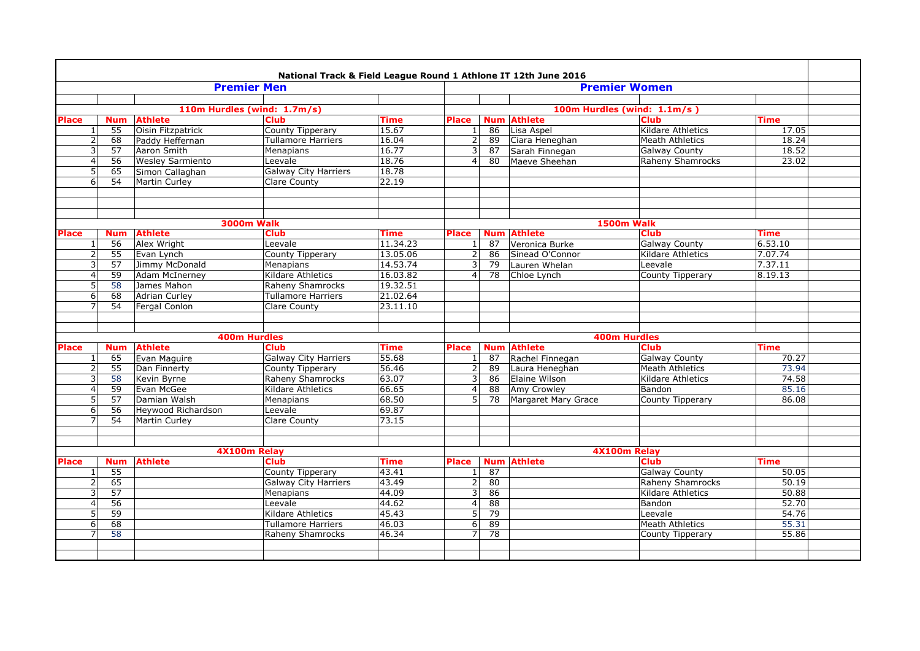# National Track & Field League Round 1 Athlone IT 12th June 2016

## Premier Men

### 110m Hurdles (wind: 1.7m/s)

| Place | Num | Athlete | Club | Time |
|---|---|---|---|---|
| 1 | 55 | Oisin Fitzpatrick | County Tipperary | 15.67 |
| 2 | 68 | Paddy Heffernan | Tullamore Harriers | 16.04 |
| 3 | 57 | Aaron Smith | Menapians | 16.77 |
| 4 | 56 | Wesley Sarmiento | Leevale | 18.76 |
| 5 | 65 | Simon Callaghan | Galway City Harriers | 18.78 |
| 6 | 54 | Martin Curley | Clare County | 22.19 |

### 3000m Walk

| Place | Num | Athlete | Club | Time |
|---|---|---|---|---|
| 1 | 56 | Alex Wright | Leevale | 11.34.23 |
| 2 | 55 | Evan Lynch | County Tipperary | 13.05.06 |
| 3 | 57 | Jimmy McDonald | Menapians | 14.53.74 |
| 4 | 59 | Adam McInerney | Kildare Athletics | 16.03.82 |
| 5 | 58 | James Mahon | Raheny Shamrocks | 19.32.51 |
| 6 | 68 | Adrian Curley | Tullamore Harriers | 21.02.64 |
| 7 | 54 | Fergal Conlon | Clare County | 23.11.10 |

### 400m Hurdles

| Place | Num | Athlete | Club | Time |
|---|---|---|---|---|
| 1 | 65 | Evan Maguire | Galway City Harriers | 55.68 |
| 2 | 55 | Dan Finnerty | County Tipperary | 56.46 |
| 3 | 58 | Kevin Byrne | Raheny Shamrocks | 63.07 |
| 4 | 59 | Evan McGee | Kildare Athletics | 66.65 |
| 5 | 57 | Damian Walsh | Menapians | 68.50 |
| 6 | 56 | Heywood Richardson | Leevale | 69.87 |
| 7 | 54 | Martin Curley | Clare County | 73.15 |

### 4X100m Relay

| Place | Num | Athlete | Club | Time |
|---|---|---|---|---|
| 1 | 55 | | County Tipperary | 43.41 |
| 2 | 65 | | Galway City Harriers | 43.49 |
| 3 | 57 | | Menapians | 44.09 |
| 4 | 56 | | Leevale | 44.62 |
| 5 | 59 | | Kildare Athletics | 45.43 |
| 6 | 68 | | Tullamore Harriers | 46.03 |
| 7 | 58 | | Raheny Shamrocks | 46.34 |

## Premier Women

### 100m Hurdles (wind: 1.1m/s )

| Place | Num | Athlete | Club | Time |
|---|---|---|---|---|
| 1 | 86 | Lisa Aspel | Kildare Athletics | 17.05 |
| 2 | 89 | Ciara Heneghan | Meath Athletics | 18.24 |
| 3 | 87 | Sarah Finnegan | Galway County | 18.52 |
| 4 | 80 | Maeve Sheehan | Raheny Shamrocks | 23.02 |

### 1500m Walk

| Place | Num | Athlete | Club | Time |
|---|---|---|---|---|
| 1 | 87 | Veronica Burke | Galway County | 6.53.10 |
| 2 | 86 | Sinead O'Connor | Kildare Athletics | 7.07.74 |
| 3 | 79 | Lauren Whelan | Leevale | 7.37.11 |
| 4 | 78 | Chloe Lynch | County Tipperary | 8.19.13 |

### 400m Hurdles

| Place | Num | Athlete | Club | Time |
|---|---|---|---|---|
| 1 | 87 | Rachel Finnegan | Galway County | 70.27 |
| 2 | 89 | Laura Heneghan | Meath Athletics | 73.94 |
| 3 | 86 | Elaine Wilson | Kildare Athletics | 74.58 |
| 4 | 88 | Amy Crowley | Bandon | 85.16 |
| 5 | 78 | Margaret Mary Grace | County Tipperary | 86.08 |

### 4X100m Relay

| Place | Num | Athlete | Club | Time |
|---|---|---|---|---|
| 1 | 87 | | Galway County | 50.05 |
| 2 | 80 | | Raheny Shamrocks | 50.19 |
| 3 | 86 | | Kildare Athletics | 50.88 |
| 4 | 88 | | Bandon | 52.70 |
| 5 | 79 | | Leevale | 54.76 |
| 6 | 89 | | Meath Athletics | 55.31 |
| 7 | 78 | | County Tipperary | 55.86 |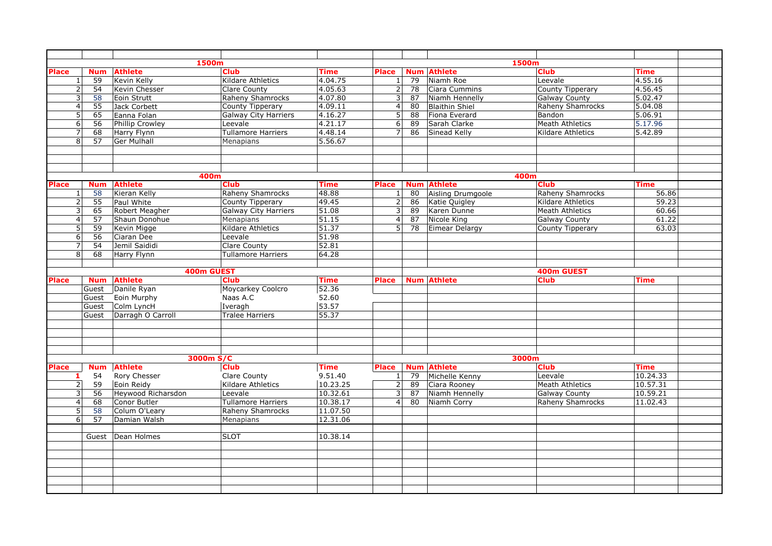## 1500m (Men)

| Place | Num | Athlete | Club | Time |
|---|---|---|---|---|
| 1 | 59 | Kevin Kelly | Kildare Athletics | 4.04.75 |
| 2 | 54 | Kevin Chesser | Clare County | 4.05.63 |
| 3 | 58 | Eoin Strutt | Raheny Shamrocks | 4.07.80 |
| 4 | 55 | Jack Corbett | County Tipperary | 4.09.11 |
| 5 | 65 | Eanna Folan | Galway City Harriers | 4.16.27 |
| 6 | 56 | Phillip Crowley | Leevale | 4.21.17 |
| 7 | 68 | Harry Flynn | Tullamore Harriers | 4.48.14 |
| 8 | 57 | Ger Mulhall | Menapians | 5.56.67 |

## 1500m (Women)

| Place | Num | Athlete | Club | Time |
|---|---|---|---|---|
| 1 | 79 | Niamh Roe | Leevale | 4.55.16 |
| 2 | 78 | Ciara Cummins | County Tipperary | 4.56.45 |
| 3 | 87 | Niamh Hennelly | Galway County | 5.02.47 |
| 4 | 80 | Blaithin Shiel | Raheny Shamrocks | 5.04.08 |
| 5 | 88 | Fiona Everard | Bandon | 5.06.91 |
| 6 | 89 | Sarah Clarke | Meath Athletics | 5.17.96 |
| 7 | 86 | Sinead Kelly | Kildare Athletics | 5.42.89 |

## 400m (Men)

| Place | Num | Athlete | Club | Time |
|---|---|---|---|---|
| 1 | 58 | Kieran Kelly | Raheny Shamrocks | 48.88 |
| 2 | 55 | Paul White | County Tipperary | 49.45 |
| 3 | 65 | Robert Meagher | Galway City Harriers | 51.08 |
| 4 | 57 | Shaun Donohue | Menapians | 51.15 |
| 5 | 59 | Kevin Migge | Kildare Athletics | 51.37 |
| 6 | 56 | Ciaran Dee | Leevale | 51.98 |
| 7 | 54 | Jemil Saididi | Clare County | 52.81 |
| 8 | 68 | Harry Flynn | Tullamore Harriers | 64.28 |

## 400m (Women)

| Place | Num | Athlete | Club | Time |
|---|---|---|---|---|
| 1 | 80 | Aisling Drumgoole | Raheny Shamrocks | 56.86 |
| 2 | 86 | Katie Quigley | Kildare Athletics | 59.23 |
| 3 | 89 | Karen Dunne | Meath Athletics | 60.66 |
| 4 | 87 | Nicole King | Galway County | 61.22 |
| 5 | 78 | Eimear Delargy | County Tipperary | 63.03 |

## 400m GUEST (Men)

| Place | Num | Athlete | Club | Time |
|---|---|---|---|---|
| | Guest | Danile Ryan | Moycarkey Coolcro | 52.36 |
| | Guest | Eoin Murphy | Naas A.C | 52.60 |
| | Guest | Colm LyncH | Iveragh | 53.57 |
| | Guest | Darragh O Carroll | Tralee Harriers | 55.37 |

## 400m GUEST (Women)

| Place | Num | Athlete | Club | Time |
|---|---|---|---|---|

## 3000m S/C (Men)

| Place | Num | Athlete | Club | Time |
|---|---|---|---|---|
| 1 | 54 | Rory Chesser | Clare County | 9.51.40 |
| 2 | 59 | Eoin Reidy | Kildare Athletics | 10.23.25 |
| 3 | 56 | Heywood Richarsdon | Leevale | 10.32.61 |
| 4 | 68 | Conor Butler | Tullamore Harriers | 10.38.17 |
| 5 | 58 | Colum O'Leary | Raheny Shamrocks | 11.07.50 |
| 6 | 57 | Damian Walsh | Menapians | 12.31.06 |
| | Guest | Dean Holmes | SLOT | 10.38.14 |

## 3000m (Women)

| Place | Num | Athlete | Club | Time |
|---|---|---|---|---|
| 1 | 79 | Michelle Kenny | Leevale | 10.24.33 |
| 2 | 89 | Ciara Rooney | Meath Athletics | 10.57.31 |
| 3 | 87 | Niamh Hennelly | Galway County | 10.59.21 |
| 4 | 80 | Niamh Corry | Raheny Shamrocks | 11.02.43 |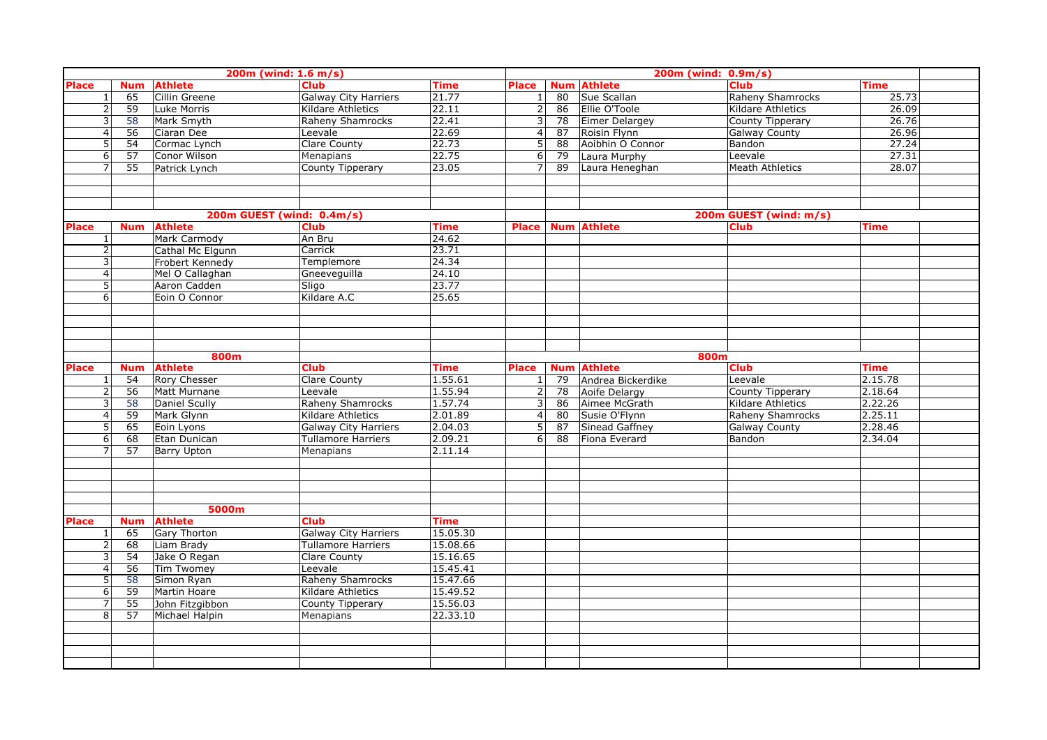### 200m (wind: 1.6 m/s)

| Place | Num | Athlete | Club | Time |
|---|---|---|---|---|
| 1 | 65 | Cillin Greene | Galway City Harriers | 21.77 |
| 2 | 59 | Luke Morris | Kildare Athletics | 22.11 |
| 3 | 58 | Mark Smyth | Raheny Shamrocks | 22.41 |
| 4 | 56 | Ciaran Dee | Leevale | 22.69 |
| 5 | 54 | Cormac Lynch | Clare County | 22.73 |
| 6 | 57 | Conor Wilson | Menapians | 22.75 |
| 7 | 55 | Patrick Lynch | County Tipperary | 23.05 |

### 200m (wind: 0.9m/s)

| Place | Num | Athlete | Club | Time |
|---|---|---|---|---|
| 1 | 80 | Sue Scallan | Raheny Shamrocks | 25.73 |
| 2 | 86 | Ellie O'Toole | Kildare Athletics | 26.09 |
| 3 | 78 | Eimer Delargey | County Tipperary | 26.76 |
| 4 | 87 | Roisin Flynn | Galway County | 26.96 |
| 5 | 88 | Aoibhin O Connor | Bandon | 27.24 |
| 6 | 79 | Laura Murphy | Leevale | 27.31 |
| 7 | 89 | Laura Heneghan | Meath Athletics | 28.07 |

### 200m GUEST (wind: 0.4m/s)

| Place | Num | Athlete | Club | Time |
|---|---|---|---|---|
| 1 | | Mark Carmody | An Bru | 24.62 |
| 2 | | Cathal Mc Elgunn | Carrick | 23.71 |
| 3 | | Frobert Kennedy | Templemore | 24.34 |
| 4 | | Mel O Callaghan | Gneeveguilla | 24.10 |
| 5 | | Aaron Cadden | Sligo | 23.77 |
| 6 | | Eoin O Connor | Kildare A.C | 25.65 |

### 200m GUEST (wind: m/s)

| Place | Num | Athlete | Club | Time |
|---|---|---|---|---|

### 800m

| Place | Num | Athlete | Club | Time |
|---|---|---|---|---|
| 1 | 54 | Rory Chesser | Clare County | 1.55.61 |
| 2 | 56 | Matt Murnane | Leevale | 1.55.94 |
| 3 | 58 | Daniel Scully | Raheny Shamrocks | 1.57.74 |
| 4 | 59 | Mark Glynn | Kildare Athletics | 2.01.89 |
| 5 | 65 | Eoin Lyons | Galway City Harriers | 2.04.03 |
| 6 | 68 | Etan Dunican | Tullamore Harriers | 2.09.21 |
| 7 | 57 | Barry Upton | Menapians | 2.11.14 |

### 800m

| Place | Num | Athlete | Club | Time |
|---|---|---|---|---|
| 1 | 79 | Andrea Bickerdike | Leevale | 2.15.78 |
| 2 | 78 | Aoife Delargy | County Tipperary | 2.18.64 |
| 3 | 86 | Aimee McGrath | Kildare Athletics | 2.22.26 |
| 4 | 80 | Susie O'Flynn | Raheny Shamrocks | 2.25.11 |
| 5 | 87 | Sinead Gaffney | Galway County | 2.28.46 |
| 6 | 88 | Fiona Everard | Bandon | 2.34.04 |

### 5000m

| Place | Num | Athlete | Club | Time |
|---|---|---|---|---|
| 1 | 65 | Gary Thorton | Galway City Harriers | 15.05.30 |
| 2 | 68 | Liam Brady | Tullamore Harriers | 15.08.66 |
| 3 | 54 | Jake O Regan | Clare County | 15.16.65 |
| 4 | 56 | Tim Twomey | Leevale | 15.45.41 |
| 5 | 58 | Simon Ryan | Raheny Shamrocks | 15.47.66 |
| 6 | 59 | Martin Hoare | Kildare Athletics | 15.49.52 |
| 7 | 55 | John Fitzgibbon | County Tipperary | 15.56.03 |
| 8 | 57 | Michael Halpin | Menapians | 22.33.10 |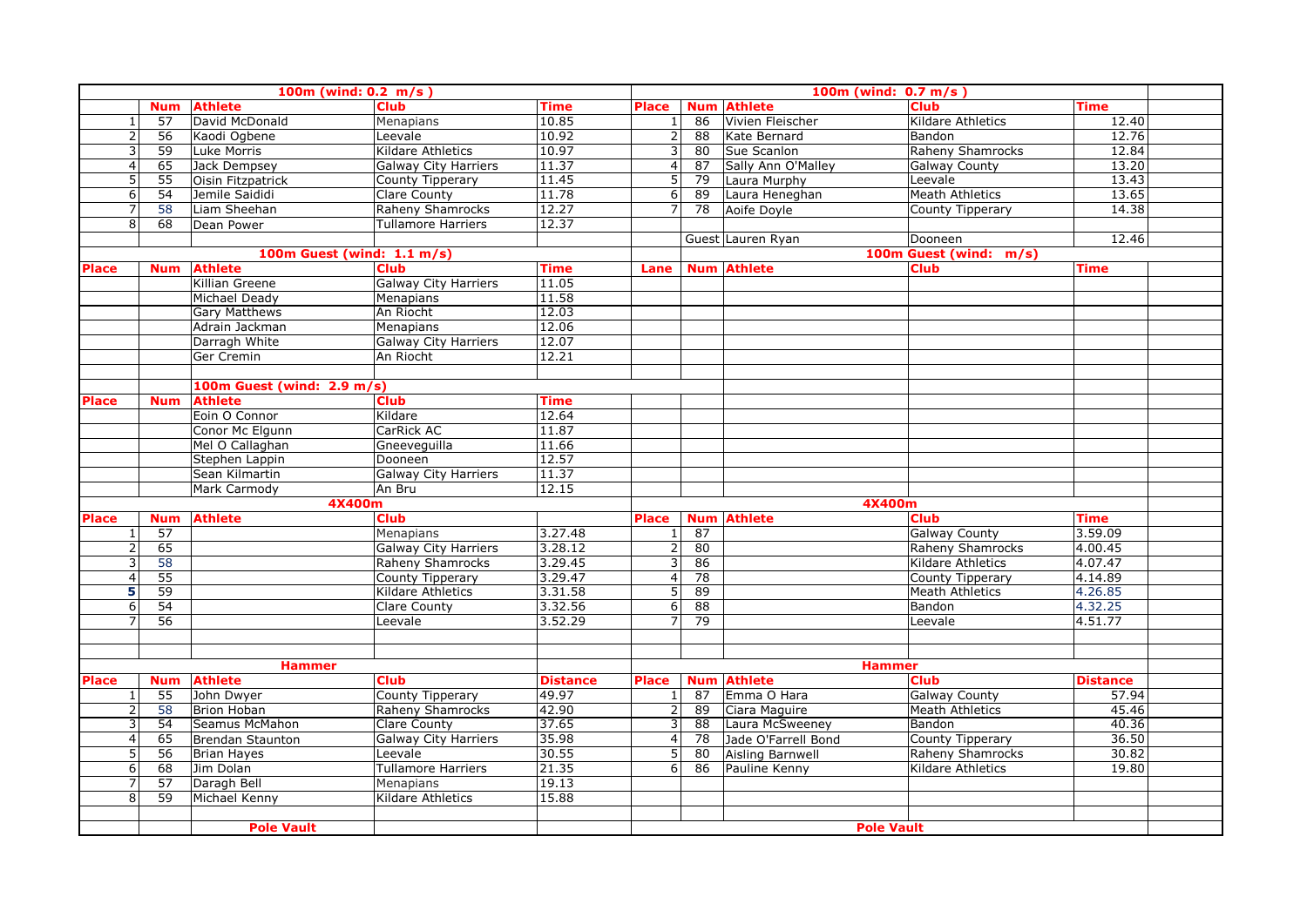| | | 100m (wind: 0.2 m/s ) | | | | | 100m (wind: 0.7 m/s ) | | |
|---|---|---|---|---|---|---|---|---|---|
| | Num | Athlete | Club | Time | Place | Num | Athlete | Club | Time |
| 1 | 57 | David McDonald | Menapians | 10.85 | 1 | 86 | Vivien Fleischer | Kildare Athletics | 12.40 |
| 2 | 56 | Kaodi Ogbene | Leevale | 10.92 | 2 | 88 | Kate Bernard | Bandon | 12.76 |
| 3 | 59 | Luke Morris | Kildare Athletics | 10.97 | 3 | 80 | Sue Scanlon | Raheny Shamrocks | 12.84 |
| 4 | 65 | Jack Dempsey | Galway City Harriers | 11.37 | 4 | 87 | Sally Ann O'Malley | Galway County | 13.20 |
| 5 | 55 | Oisin Fitzpatrick | County Tipperary | 11.45 | 5 | 79 | Laura Murphy | Leevale | 13.43 |
| 6 | 54 | Jemile Saididi | Clare County | 11.78 | 6 | 89 | Laura Heneghan | Meath Athletics | 13.65 |
| 7 | 58 | Liam Sheehan | Raheny Shamrocks | 12.27 | 7 | 78 | Aoife Doyle | County Tipperary | 14.38 |
| 8 | 68 | Dean Power | Tullamore Harriers | 12.37 | | | | | |
| | | | | | | Guest | Lauren Ryan | Dooneen | 12.46 |
| | | 100m Guest (wind: 1.1 m/s) | | | | | 100m Guest (wind: m/s) | | |
| Place | Num | Athlete | Club | Time | Lane | Num | Athlete | Club | Time |
| | | Killian Greene | Galway City Harriers | 11.05 | | | | | |
| | | Michael Deady | Menapians | 11.58 | | | | | |
| | | Gary Matthews | An Riocht | 12.03 | | | | | |
| | | Adrain Jackman | Menapians | 12.06 | | | | | |
| | | Darragh White | Galway City Harriers | 12.07 | | | | | |
| | | Ger Cremin | An Riocht | 12.21 | | | | | |
| | | | | | | | | | |
| | | 100m Guest (wind: 2.9 m/s) | | | | | | | |
| Place | Num | Athlete | Club | Time | | | | | |
| | | Eoin O Connor | Kildare | 12.64 | | | | | |
| | | Conor Mc Elgunn | CarRick AC | 11.87 | | | | | |
| | | Mel O Callaghan | Gneeveguilla | 11.66 | | | | | |
| | | Stephen Lappin | Dooneen | 12.57 | | | | | |
| | | Sean Kilmartin | Galway City Harriers | 11.37 | | | | | |
| | | Mark Carmody | An Bru | 12.15 | | | | | |
| | | 4X400m | | | | | 4X400m | | |
| Place | Num | Athlete | Club | | Place | Num | Athlete | Club | Time |
| 1 | 57 | | Menapians | 3.27.48 | 1 | 87 | | Galway County | 3.59.09 |
| 2 | 65 | | Galway City Harriers | 3.28.12 | 2 | 80 | | Raheny Shamrocks | 4.00.45 |
| 3 | 58 | | Raheny Shamrocks | 3.29.45 | 3 | 86 | | Kildare Athletics | 4.07.47 |
| 4 | 55 | | County Tipperary | 3.29.47 | 4 | 78 | | County Tipperary | 4.14.89 |
| 5 | 59 | | Kildare Athletics | 3.31.58 | 5 | 89 | | Meath Athletics | 4.26.85 |
| 6 | 54 | | Clare County | 3.32.56 | 6 | 88 | | Bandon | 4.32.25 |
| 7 | 56 | | Leevale | 3.52.29 | 7 | 79 | | Leevale | 4.51.77 |
| | | | | | | | | | |
| | | | | | | | | | |
| | | Hammer | | | | | Hammer | | |
| Place | Num | Athlete | Club | Distance | Place | Num | Athlete | Club | Distance |
| 1 | 55 | John Dwyer | County Tipperary | 49.97 | 1 | 87 | Emma O Hara | Galway County | 57.94 |
| 2 | 58 | Brion Hoban | Raheny Shamrocks | 42.90 | 2 | 89 | Ciara Maguire | Meath Athletics | 45.46 |
| 3 | 54 | Seamus McMahon | Clare County | 37.65 | 3 | 88 | Laura McSweeney | Bandon | 40.36 |
| 4 | 65 | Brendan Staunton | Galway City Harriers | 35.98 | 4 | 78 | Jade O'Farrell Bond | County Tipperary | 36.50 |
| 5 | 56 | Brian Hayes | Leevale | 30.55 | 5 | 80 | Aisling Barnwell | Raheny Shamrocks | 30.82 |
| 6 | 68 | Jim Dolan | Tullamore Harriers | 21.35 | 6 | 86 | Pauline Kenny | Kildare Athletics | 19.80 |
| 7 | 57 | Daragh Bell | Menapians | 19.13 | | | | | |
| 8 | 59 | Michael Kenny | Kildare Athletics | 15.88 | | | | | |
| | | | | | | | | | |
| | | Pole Vault | | | | | Pole Vault | | |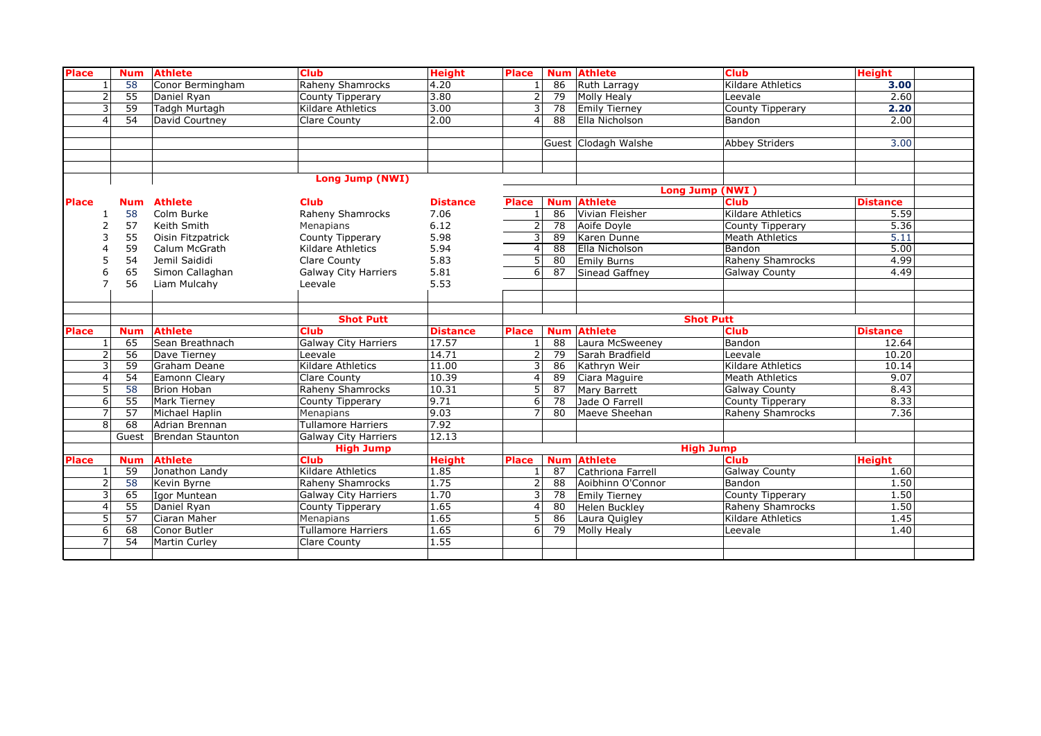| Place | Num | Athlete | Club | Height | Place | Num | Athlete | Club | Height |
|---|---|---|---|---|---|---|---|---|---|
| 1 | 58 | Conor Bermingham | Raheny Shamrocks | 4.20 | 1 | 86 | Ruth Larragy | Kildare Athletics | **3.00** |
| 2 | 55 | Daniel Ryan | County Tipperary | 3.80 | 2 | 79 | Molly Healy | Leevale | 2.60 |
| 3 | 59 | Tadgh Murtagh | Kildare Athletics | 3.00 | 3 | 78 | Emily Tierney | County Tipperary | **2.20** |
| 4 | 54 | David Courtney | Clare County | 2.00 | 4 | 88 | Ella Nicholson | Bandon | 2.00 |
| | | | | | | Guest | Clodagh Walshe | Abbey Striders | 3.00 |

**Long Jump (NWI)**

| Place | Num | Athlete | Club | Distance | Place | Num | Athlete | Club | Distance |
|---|---|---|---|---|---|---|---|---|---|
| 1 | 58 | Colm Burke | Raheny Shamrocks | 7.06 | 1 | 86 | Vivian Fleisher | Kildare Athletics | 5.59 |
| 2 | 57 | Keith Smith | Menapians | 6.12 | 2 | 78 | Aoife Doyle | County Tipperary | 5.36 |
| 3 | 55 | Oisin Fitzpatrick | County Tipperary | 5.98 | 3 | 89 | Karen Dunne | Meath Athletics | 5.11 |
| 4 | 59 | Calum McGrath | Kildare Athletics | 5.94 | 4 | 88 | Ella Nicholson | Bandon | 5.00 |
| 5 | 54 | Jemil Saididi | Clare County | 5.83 | 5 | 80 | Emily Burns | Raheny Shamrocks | 4.99 |
| 6 | 65 | Simon Callaghan | Galway City Harriers | 5.81 | 6 | 87 | Sinead Gaffney | Galway County | 4.49 |
| 7 | 56 | Liam Mulcahy | Leevale | 5.53 | | | | | |

**Shot Putt**

| Place | Num | Athlete | Club | Distance | Place | Num | Athlete | Club | Distance |
|---|---|---|---|---|---|---|---|---|---|
| 1 | 65 | Sean Breathnach | Galway City Harriers | 17.57 | 1 | 88 | Laura McSweeney | Bandon | 12.64 |
| 2 | 56 | Dave Tierney | Leevale | 14.71 | 2 | 79 | Sarah Bradfield | Leevale | 10.20 |
| 3 | 59 | Graham Deane | Kildare Athletics | 11.00 | 3 | 86 | Kathryn Weir | Kildare Athletics | 10.14 |
| 4 | 54 | Eamonn Cleary | Clare County | 10.39 | 4 | 89 | Ciara Maguire | Meath Athletics | 9.07 |
| 5 | 58 | Brion Hoban | Raheny Shamrocks | 10.31 | 5 | 87 | Mary Barrett | Galway County | 8.43 |
| 6 | 55 | Mark Tierney | County Tipperary | 9.71 | 6 | 78 | Jade O Farrell | County Tipperary | 8.33 |
| 7 | 57 | Michael Haplin | Menapians | 9.03 | 7 | 80 | Maeve Sheehan | Raheny Shamrocks | 7.36 |
| 8 | 68 | Adrian Brennan | Tullamore Harriers | 7.92 | | | | | |
| | Guest | Brendan Staunton | Galway City Harriers | 12.13 | | | | | |

**High Jump**

| Place | Num | Athlete | Club | Height | Place | Num | Athlete | Club | Height |
|---|---|---|---|---|---|---|---|---|---|
| 1 | 59 | Jonathon Landy | Kildare Athletics | 1.85 | 1 | 87 | Cathriona Farrell | Galway County | 1.60 |
| 2 | 58 | Kevin Byrne | Raheny Shamrocks | 1.75 | 2 | 88 | Aoibhinn O'Connor | Bandon | 1.50 |
| 3 | 65 | Igor Muntean | Galway City Harriers | 1.70 | 3 | 78 | Emily Tierney | County Tipperary | 1.50 |
| 4 | 55 | Daniel Ryan | County Tipperary | 1.65 | 4 | 80 | Helen Buckley | Raheny Shamrocks | 1.50 |
| 5 | 57 | Ciaran Maher | Menapians | 1.65 | 5 | 86 | Laura Quigley | Kildare Athletics | 1.45 |
| 6 | 68 | Conor Butler | Tullamore Harriers | 1.65 | 6 | 79 | Molly Healy | Leevale | 1.40 |
| 7 | 54 | Martin Curley | Clare County | 1.55 | | | | | |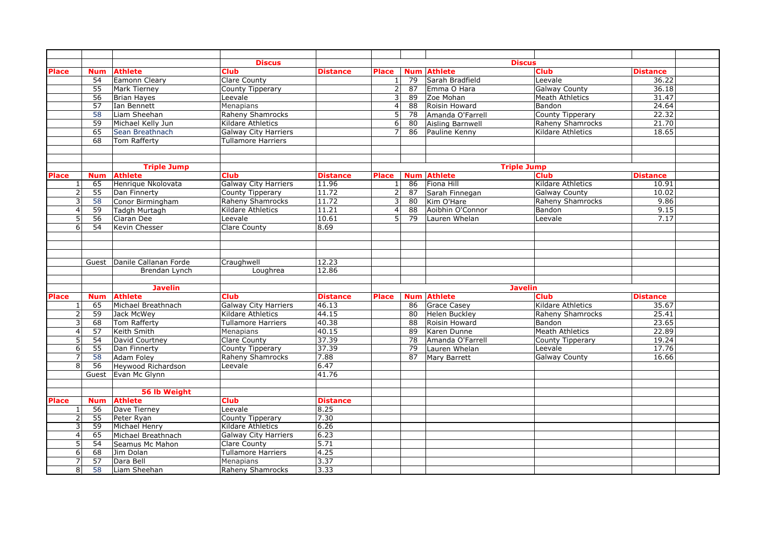| | | | | | | | | | | |
|---|---|---|---|---|---|---|---|---|---|---|
| | | | **Discus** | | | | **Discus** | | | |
| **Place** | **Num** | **Athlete** | **Club** | **Distance** | **Place** | **Num** | **Athlete** | **Club** | **Distance** | |
| | 54 | Eamonn Cleary | Clare County | | 1 | 79 | Sarah Bradfield | Leevale | 36.22 | |
| | 55 | Mark Tierney | County Tipperary | | 2 | 87 | Emma O Hara | Galway County | 36.18 | |
| | 56 | Brian Hayes | Leevale | | 3 | 89 | Zoe Mohan | Meath Athletics | 31.47 | |
| | 57 | Ian Bennett | Menapians | | 4 | 88 | Roisin Howard | Bandon | 24.64 | |
| | 58 | Liam Sheehan | Raheny Shamrocks | | 5 | 78 | Amanda O'Farrell | County Tipperary | 22.32 | |
| | 59 | Michael Kelly Jun | Kildare Athletics | | 6 | 80 | Aisling Barnwell | Raheny Shamrocks | 21.70 | |
| | 65 | Sean Breathnach | Galway City Harriers | | 7 | 86 | Pauline Kenny | Kildare Athletics | 18.65 | |
| | 68 | Tom Rafferty | Tullamore Harriers | | | | | | | |
| | | | | | | | | | | |
| | | | | | | | | | | |
| | | **Triple Jump** | | | | | **Triple Jump** | | | |
| **Place** | **Num** | **Athlete** | **Club** | **Distance** | **Place** | **Num** | **Athlete** | **Club** | **Distance** | |
| 1 | 65 | Henrique Nkolovata | Galway City Harriers | 11.96 | 1 | 86 | Fiona Hill | Kildare Athletics | 10.91 | |
| 2 | 55 | Dan Finnerty | County Tipperary | 11.72 | 2 | 87 | Sarah Finnegan | Galway County | 10.02 | |
| 3 | 58 | Conor Birmingham | Raheny Shamrocks | 11.72 | 3 | 80 | Kim O'Hare | Raheny Shamrocks | 9.86 | |
| 4 | 59 | Tadgh Murtagh | Kildare Athletics | 11.21 | 4 | 88 | Aoibhin O'Connor | Bandon | 9.15 | |
| 5 | 56 | Ciaran Dee | Leevale | 10.61 | 5 | 79 | Lauren Whelan | Leevale | 7.17 | |
| 6 | 54 | Kevin Chesser | Clare County | 8.69 | | | | | | |
| | | | | | | | | | | |
| | | | | | | | | | | |
| | | | | | | | | | | |
| | Guest | Danile Callanan Forde | Craughwell | 12.23 | | | | | | |
| | | Brendan Lynch | Loughrea | 12.86 | | | | | | |
| | | | | | | | | | | |
| | | **Javelin** | | | | | **Javelin** | | | |
| **Place** | **Num** | **Athlete** | **Club** | **Distance** | **Place** | **Num** | **Athlete** | **Club** | **Distance** | |
| 1 | 65 | Michael Breathnach | Galway City Harriers | 46.13 | | 86 | Grace Casey | Kildare Athletics | 35.67 | |
| 2 | 59 | Jack McWey | Kildare Athletics | 44.15 | | 80 | Helen Buckley | Raheny Shamrocks | 25.41 | |
| 3 | 68 | Tom Rafferty | Tullamore Harriers | 40.38 | | 88 | Roisin Howard | Bandon | 23.65 | |
| 4 | 57 | Keith Smith | Menapians | 40.15 | | 89 | Karen Dunne | Meath Athletics | 22.89 | |
| 5 | 54 | David Courtney | Clare County | 37.39 | | 78 | Amanda O'Farrell | County Tipperary | 19.24 | |
| 6 | 55 | Dan Finnerty | County Tipperary | 37.39 | | 79 | Lauren Whelan | Leevale | 17.76 | |
| 7 | 58 | Adam Foley | Raheny Shamrocks | 7.88 | | 87 | Mary Barrett | Galway County | 16.66 | |
| 8 | 56 | Heywood Richardson | Leevale | 6.47 | | | | | | |
| | Guest | Evan Mc Glynn | | 41.76 | | | | | | |
| | | | | | | | | | | |
| | | **56 lb Weight** | | | | | | | | |
| **Place** | **Num** | **Athlete** | **Club** | **Distance** | | | | | | |
| 1 | 56 | Dave Tierney | Leevale | 8.25 | | | | | | |
| 2 | 55 | Peter Ryan | County Tipperary | 7.30 | | | | | | |
| 3 | 59 | Michael Henry | Kildare Athletics | 6.26 | | | | | | |
| 4 | 65 | Michael Breathnach | Galway City Harriers | 6.23 | | | | | | |
| 5 | 54 | Seamus Mc Mahon | Clare County | 5.71 | | | | | | |
| 6 | 68 | Jim Dolan | Tullamore Harriers | 4.25 | | | | | | |
| 7 | 57 | Dara Bell | Menapians | 3.37 | | | | | | |
| 8 | 58 | Liam Sheehan | Raheny Shamrocks | 3.33 | | | | | | |